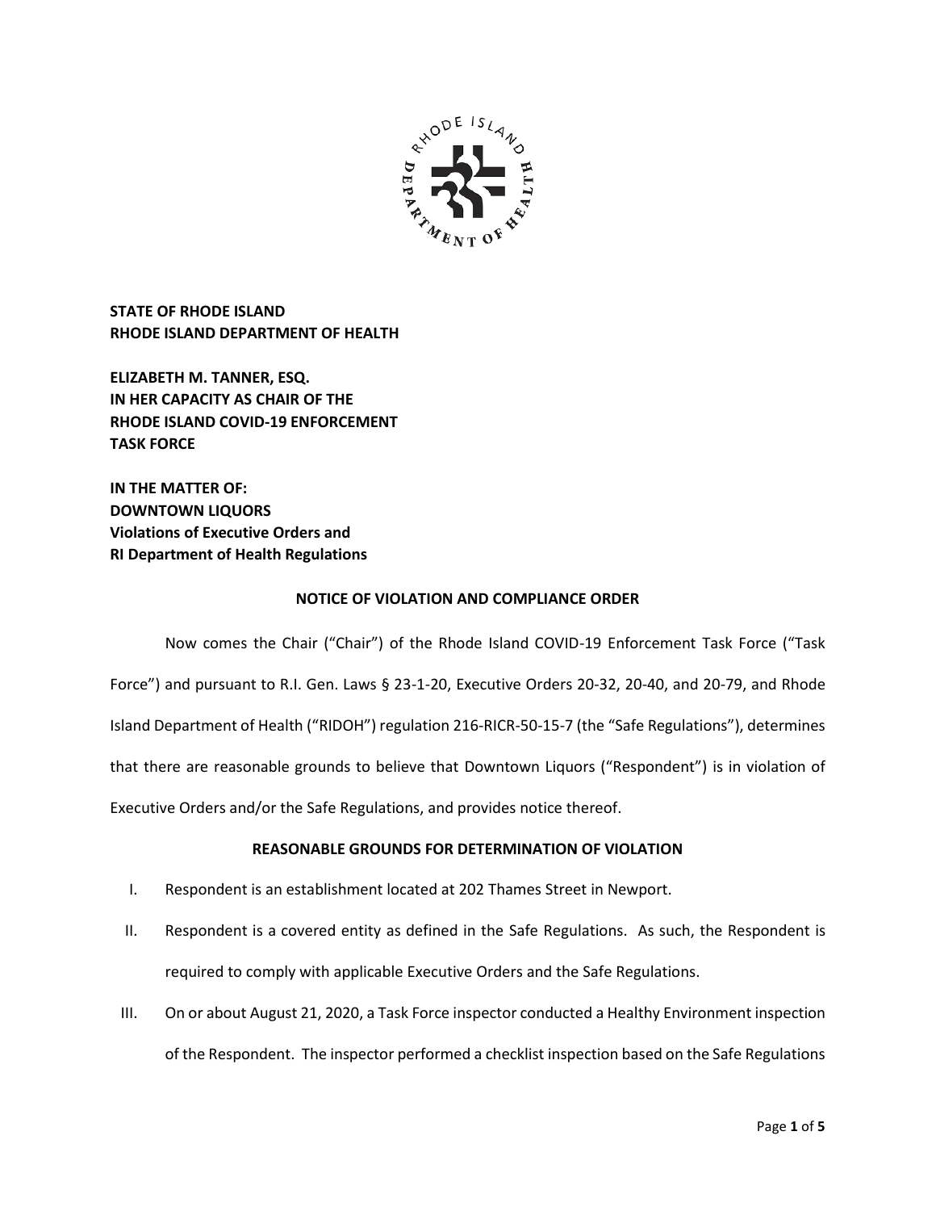**STATE OF RHODE ISLAND**
**RHODE ISLAND DEPARTMENT OF HEALTH**

**ELIZABETH M. TANNER, ESQ.**
**IN HER CAPACITY AS CHAIR OF THE**
**RHODE ISLAND COVID-19 ENFORCEMENT**
**TASK FORCE**

**IN THE MATTER OF:**
**DOWNTOWN LIQUORS**
**Violations of Executive Orders and**
**RI Department of Health Regulations**

## NOTICE OF VIOLATION AND COMPLIANCE ORDER

Now comes the Chair ("Chair") of the Rhode Island COVID-19 Enforcement Task Force ("Task Force") and pursuant to R.I. Gen. Laws § 23-1-20, Executive Orders 20-32, 20-40, and 20-79, and Rhode Island Department of Health ("RIDOH") regulation 216-RICR-50-15-7 (the "Safe Regulations"), determines that there are reasonable grounds to believe that Downtown Liquors ("Respondent") is in violation of Executive Orders and/or the Safe Regulations, and provides notice thereof.

## REASONABLE GROUNDS FOR DETERMINATION OF VIOLATION

I. Respondent is an establishment located at 202 Thames Street in Newport.

II. Respondent is a covered entity as defined in the Safe Regulations. As such, the Respondent is required to comply with applicable Executive Orders and the Safe Regulations.

III. On or about August 21, 2020, a Task Force inspector conducted a Healthy Environment inspection of the Respondent. The inspector performed a checklist inspection based on the Safe Regulations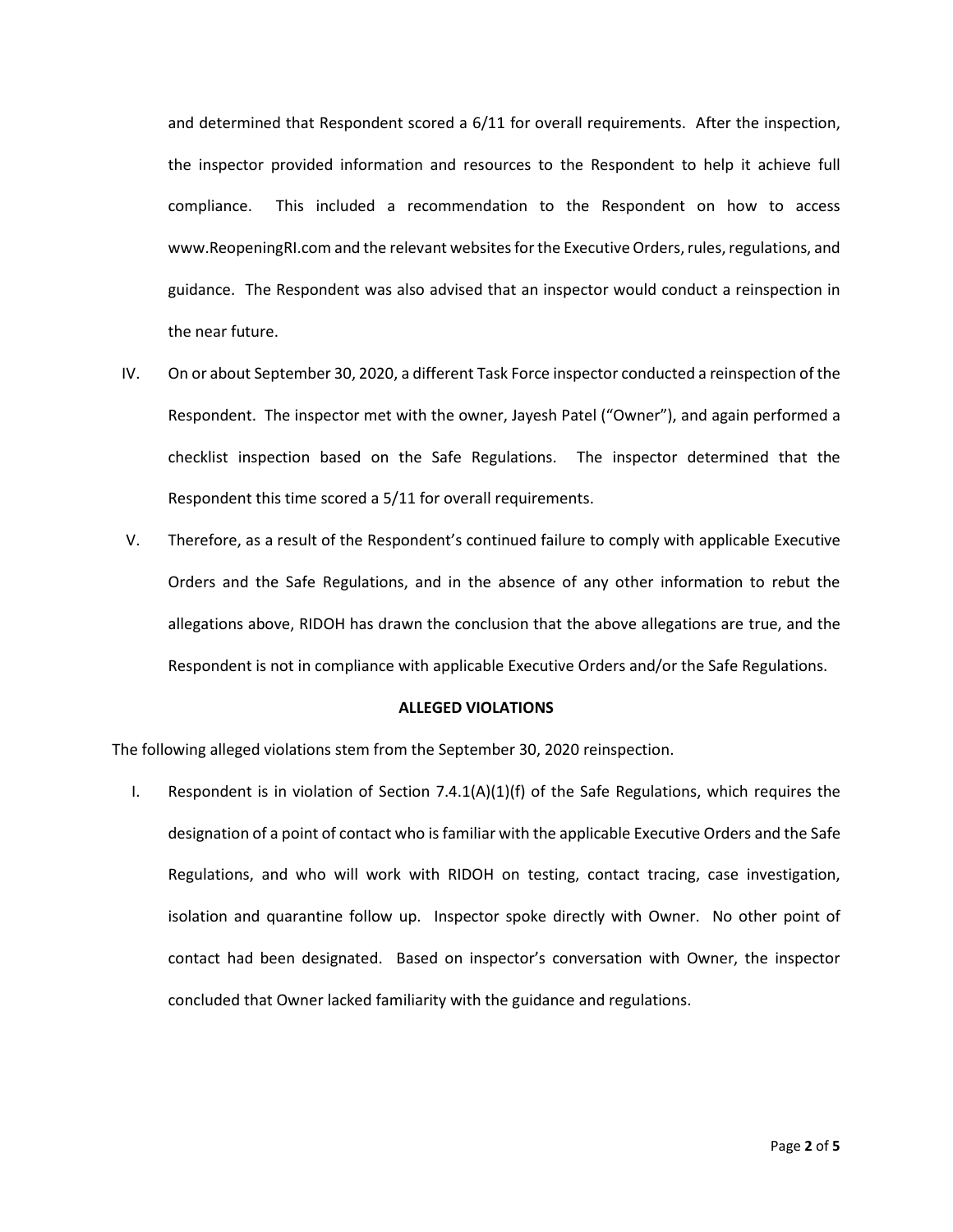and determined that Respondent scored a 6/11 for overall requirements. After the inspection, the inspector provided information and resources to the Respondent to help it achieve full compliance. This included a recommendation to the Respondent on how to access www.ReopeningRI.com and the relevant websites for the Executive Orders, rules, regulations, and guidance. The Respondent was also advised that an inspector would conduct a reinspection in the near future.

IV. On or about September 30, 2020, a different Task Force inspector conducted a reinspection of the Respondent. The inspector met with the owner, Jayesh Patel ("Owner"), and again performed a checklist inspection based on the Safe Regulations. The inspector determined that the Respondent this time scored a 5/11 for overall requirements.

V. Therefore, as a result of the Respondent's continued failure to comply with applicable Executive Orders and the Safe Regulations, and in the absence of any other information to rebut the allegations above, RIDOH has drawn the conclusion that the above allegations are true, and the Respondent is not in compliance with applicable Executive Orders and/or the Safe Regulations.

**ALLEGED VIOLATIONS**

The following alleged violations stem from the September 30, 2020 reinspection.

I. Respondent is in violation of Section 7.4.1(A)(1)(f) of the Safe Regulations, which requires the designation of a point of contact who is familiar with the applicable Executive Orders and the Safe Regulations, and who will work with RIDOH on testing, contact tracing, case investigation, isolation and quarantine follow up. Inspector spoke directly with Owner. No other point of contact had been designated. Based on inspector's conversation with Owner, the inspector concluded that Owner lacked familiarity with the guidance and regulations.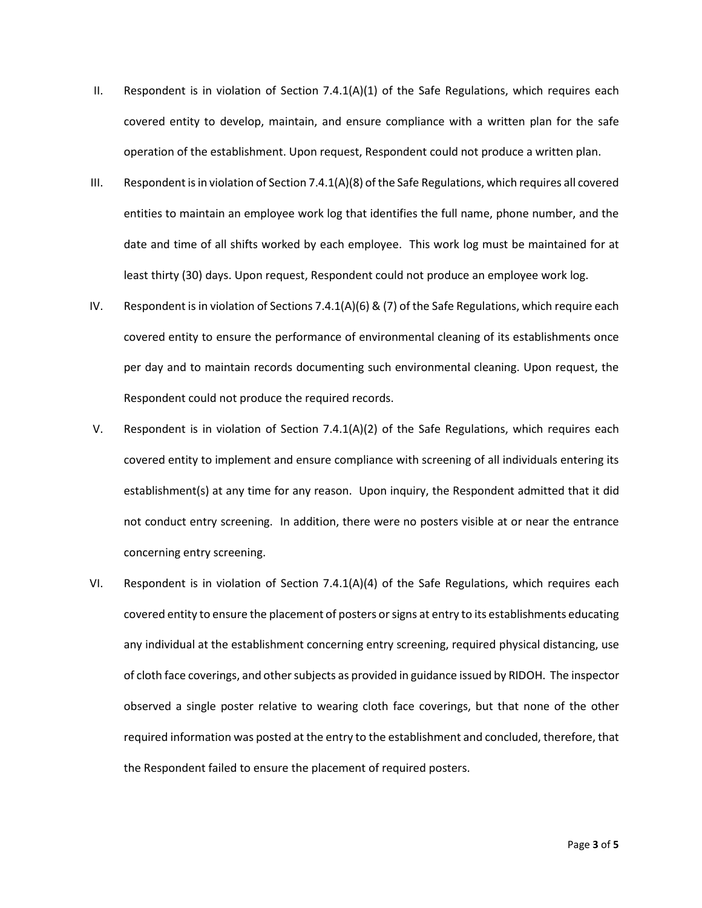II. Respondent is in violation of Section 7.4.1(A)(1) of the Safe Regulations, which requires each covered entity to develop, maintain, and ensure compliance with a written plan for the safe operation of the establishment. Upon request, Respondent could not produce a written plan.

III. Respondent is in violation of Section 7.4.1(A)(8) of the Safe Regulations, which requires all covered entities to maintain an employee work log that identifies the full name, phone number, and the date and time of all shifts worked by each employee. This work log must be maintained for at least thirty (30) days. Upon request, Respondent could not produce an employee work log.

IV. Respondent is in violation of Sections 7.4.1(A)(6) & (7) of the Safe Regulations, which require each covered entity to ensure the performance of environmental cleaning of its establishments once per day and to maintain records documenting such environmental cleaning. Upon request, the Respondent could not produce the required records.

V. Respondent is in violation of Section 7.4.1(A)(2) of the Safe Regulations, which requires each covered entity to implement and ensure compliance with screening of all individuals entering its establishment(s) at any time for any reason. Upon inquiry, the Respondent admitted that it did not conduct entry screening. In addition, there were no posters visible at or near the entrance concerning entry screening.

VI. Respondent is in violation of Section 7.4.1(A)(4) of the Safe Regulations, which requires each covered entity to ensure the placement of posters or signs at entry to its establishments educating any individual at the establishment concerning entry screening, required physical distancing, use of cloth face coverings, and other subjects as provided in guidance issued by RIDOH. The inspector observed a single poster relative to wearing cloth face coverings, but that none of the other required information was posted at the entry to the establishment and concluded, therefore, that the Respondent failed to ensure the placement of required posters.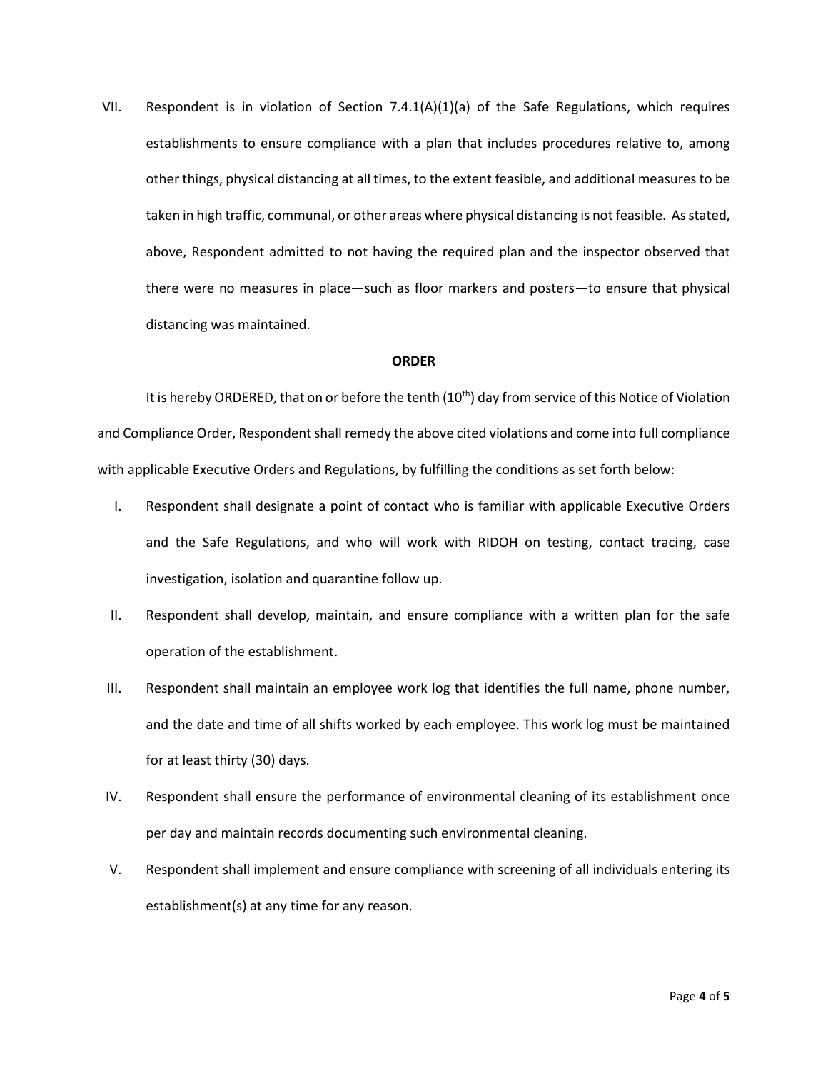VII. Respondent is in violation of Section 7.4.1(A)(1)(a) of the Safe Regulations, which requires establishments to ensure compliance with a plan that includes procedures relative to, among other things, physical distancing at all times, to the extent feasible, and additional measures to be taken in high traffic, communal, or other areas where physical distancing is not feasible. As stated, above, Respondent admitted to not having the required plan and the inspector observed that there were no measures in place—such as floor markers and posters—to ensure that physical distancing was maintained.

**ORDER**

It is hereby ORDERED, that on or before the tenth (10th) day from service of this Notice of Violation and Compliance Order, Respondent shall remedy the above cited violations and come into full compliance with applicable Executive Orders and Regulations, by fulfilling the conditions as set forth below:

I. Respondent shall designate a point of contact who is familiar with applicable Executive Orders and the Safe Regulations, and who will work with RIDOH on testing, contact tracing, case investigation, isolation and quarantine follow up.

II. Respondent shall develop, maintain, and ensure compliance with a written plan for the safe operation of the establishment.

III. Respondent shall maintain an employee work log that identifies the full name, phone number, and the date and time of all shifts worked by each employee. This work log must be maintained for at least thirty (30) days.

IV. Respondent shall ensure the performance of environmental cleaning of its establishment once per day and maintain records documenting such environmental cleaning.

V. Respondent shall implement and ensure compliance with screening of all individuals entering its establishment(s) at any time for any reason.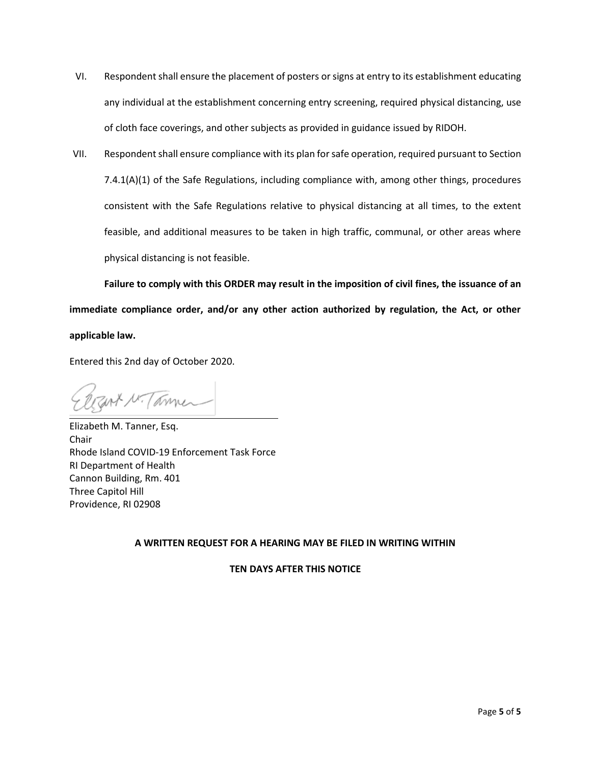VI. Respondent shall ensure the placement of posters or signs at entry to its establishment educating any individual at the establishment concerning entry screening, required physical distancing, use of cloth face coverings, and other subjects as provided in guidance issued by RIDOH.

VII. Respondent shall ensure compliance with its plan for safe operation, required pursuant to Section 7.4.1(A)(1) of the Safe Regulations, including compliance with, among other things, procedures consistent with the Safe Regulations relative to physical distancing at all times, to the extent feasible, and additional measures to be taken in high traffic, communal, or other areas where physical distancing is not feasible.

**Failure to comply with this ORDER may result in the imposition of civil fines, the issuance of an immediate compliance order, and/or any other action authorized by regulation, the Act, or other applicable law.**

Entered this 2nd day of October 2020.

Elizabeth M. Tanner, Esq.
Chair
Rhode Island COVID-19 Enforcement Task Force
RI Department of Health
Cannon Building, Rm. 401
Three Capitol Hill
Providence, RI 02908

**A WRITTEN REQUEST FOR A HEARING MAY BE FILED IN WRITING WITHIN**

**TEN DAYS AFTER THIS NOTICE**